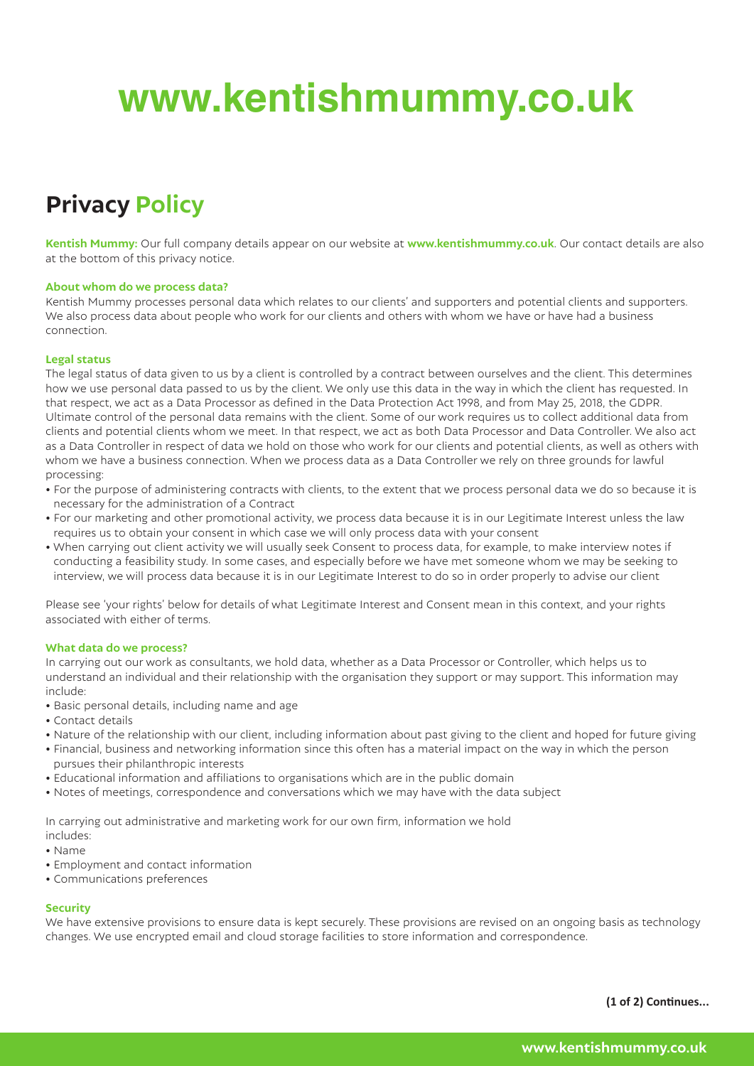# www.kentishmummy.co.uk

## Privacy Policy

**Kentish Mummy:** Our full company details appear on our website at **www.kentishmummy.co.uk**. Our contact details are also at the bottom of this privacy notice.

#### About whom do we process data?

Kentish Mummy processes personal data which relates to our clients' and supporters and potential clients and supporters. We also process data about people who work for our clients and others with whom we have or have had a business connection.

#### Legal status

The legal status of data given to us by a client is controlled by a contract between ourselves and the client. This determines how we use personal data passed to us by the client. We only use this data in the way in which the client has requested. In that respect, we act as a Data Processor as defined in the Data Protection Act 1998, and from May 25, 2018, the GDPR. Ultimate control of the personal data remains with the client. Some of our work requires us to collect additional data from clients and potential clients whom we meet. In that respect, we act as both Data Processor and Data Controller. We also act as a Data Controller in respect of data we hold on those who work for our clients and potential clients, as well as others with whom we have a business connection. When we process data as a Data Controller we rely on three grounds for lawful processing:

- For the purpose of administering contracts with clients, to the extent that we process personal data we do so because it is necessary for the administration of a Contract
- For our marketing and other promotional activity, we process data because it is in our Legitimate Interest unless the law requires us to obtain your consent in which case we will only process data with your consent
- When carrying out client activity we will usually seek Consent to process data, for example, to make interview notes if conducting a feasibility study. In some cases, and especially before we have met someone whom we may be seeking to interview, we will process data because it is in our Legitimate Interest to do so in order properly to advise our client

Please see 'your rights' below for details of what Legitimate Interest and Consent mean in this context, and your rights associated with either of terms.

#### What data do we process?

In carrying out our work as consultants, we hold data, whether as a Data Processor or Controller, which helps us to understand an individual and their relationship with the organisation they support or may support. This information may include:

- Basic personal details, including name and age
- Contact details
- Nature of the relationship with our client, including information about past giving to the client and hoped for future giving
- Financial, business and networking information since this often has a material impact on the way in which the person pursues their philanthropic interests
- Educational information and affiliations to organisations which are in the public domain
- Notes of meetings, correspondence and conversations which we may have with the data subject

In carrying out administrative and marketing work for our own firm, information we hold includes:

- Name
- Employment and contact information
- Communications preferences

#### Security

We have extensive provisions to ensure data is kept securely. These provisions are revised on an ongoing basis as technology changes. We use encrypted email and cloud storage facilities to store information and correspondence.

**(1 of 2) Continues...**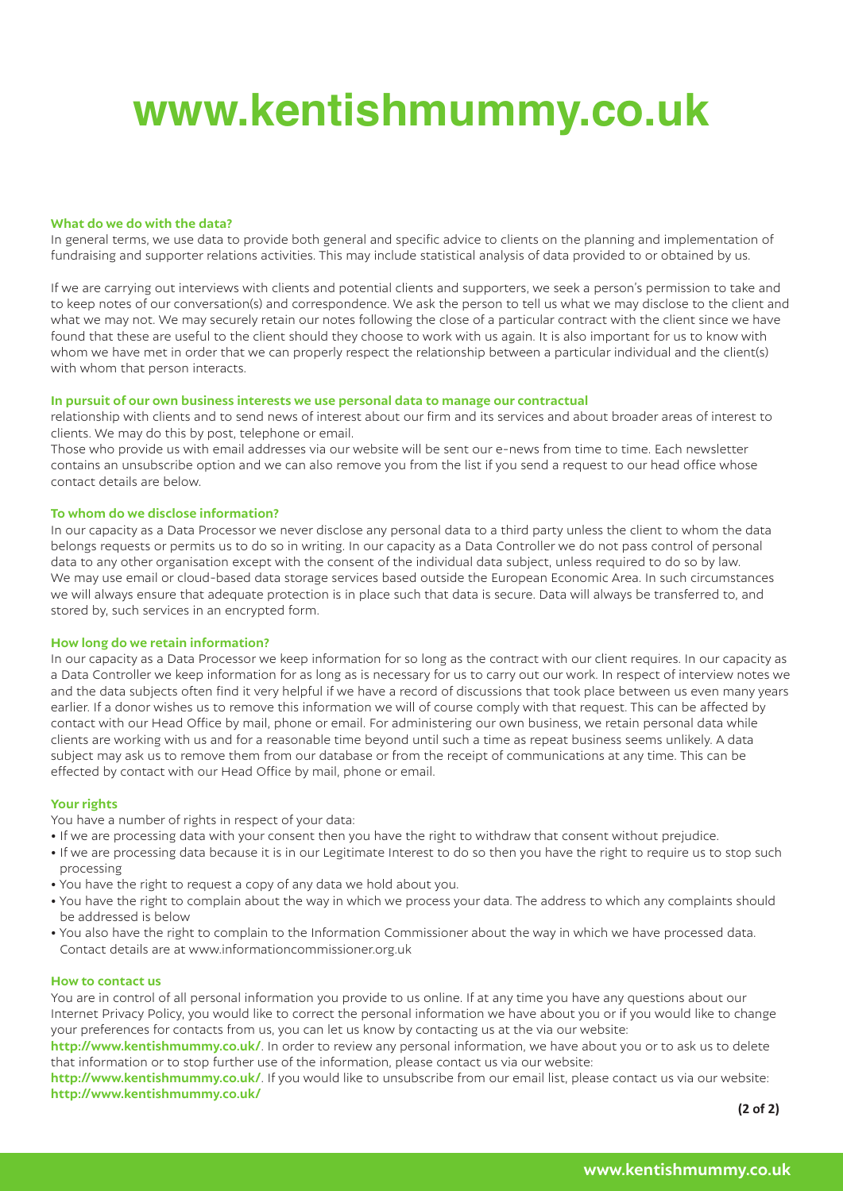# www.kentishmummy.co.uk

### What do we do with the data?

In general terms, we use data to provide both general and specific advice to clients on the planning and implementation of fundraising and supporter relations activities. This may include statistical analysis of data provided to or obtained by us.

If we are carrying out interviews with clients and potential clients and supporters, we seek a person's permission to take and to keep notes of our conversation(s) and correspondence. We ask the person to tell us what we may disclose to the client and what we may not. We may securely retain our notes following the close of a particular contract with the client since we have found that these are useful to the client should they choose to work with us again. It is also important for us to know with whom we have met in order that we can properly respect the relationship between a particular individual and the client(s) with whom that person interacts.

**In pursuit of our own business interests we use personal data to manage our contractual** relationship with clients and to send news of interest about our firm and its services and about broader areas of interest to clients. We may do this by post, telephone or email.

Those who provide us with email addresses via our website will be sent our e-news from time to time. Each newsletter contains an unsubscribe option and we can also remove you from the list if you send a request to our head office whose contact details are below.

### To whom do we disclose information?

In our capacity as a Data Processor we never disclose any personal data to a third party unless the client to whom the data belongs requests or permits us to do so in writing. In our capacity as a Data Controller we do not pass control of personal data to any other organisation except with the consent of the individual data subject, unless required to do so by law.
We may use email or cloud-based data storage services based outside the European Economic Area. In such circumstances we will always ensure that adequate protection is in place such that data is secure. Data will always be transferred to, and stored by, such services in an encrypted form.

### How long do we retain information?

In our capacity as a Data Processor we keep information for so long as the contract with our client requires. In our capacity as a Data Controller we keep information for as long as is necessary for us to carry out our work. In respect of interview notes we and the data subjects often find it very helpful if we have a record of discussions that took place between us even many years earlier. If a donor wishes us to remove this information we will of course comply with that request. This can be affected by contact with our Head Office by mail, phone or email. For administering our own business, we retain personal data while clients are working with us and for a reasonable time beyond until such a time as repeat business seems unlikely. A data subject may ask us to remove them from our database or from the receipt of communications at any time. This can be effected by contact with our Head Office by mail, phone or email.

### Your rights

You have a number of rights in respect of your data:

- If we are processing data with your consent then you have the right to withdraw that consent without prejudice.
- If we are processing data because it is in our Legitimate Interest to do so then you have the right to require us to stop such processing
- You have the right to request a copy of any data we hold about you.
- You have the right to complain about the way in which we process your data. The address to which any complaints should be addressed is below
- You also have the right to complain to the Information Commissioner about the way in which we have processed data. Contact details are at www.informationcommissioner.org.uk

### How to contact us

You are in control of all personal information you provide to us online. If at any time you have any questions about our Internet Privacy Policy, you would like to correct the personal information we have about you or if you would like to change your preferences for contacts from us, you can let us know by contacting us at the via our website:
**http://www.kentishmummy.co.uk/**. In order to review any personal information, we have about you or to ask us to delete that information or to stop further use of the information, please contact us via our website:
**http://www.kentishmummy.co.uk/**. If you would like to unsubscribe from our email list, please contact us via our website:
**http://www.kentishmummy.co.uk/**